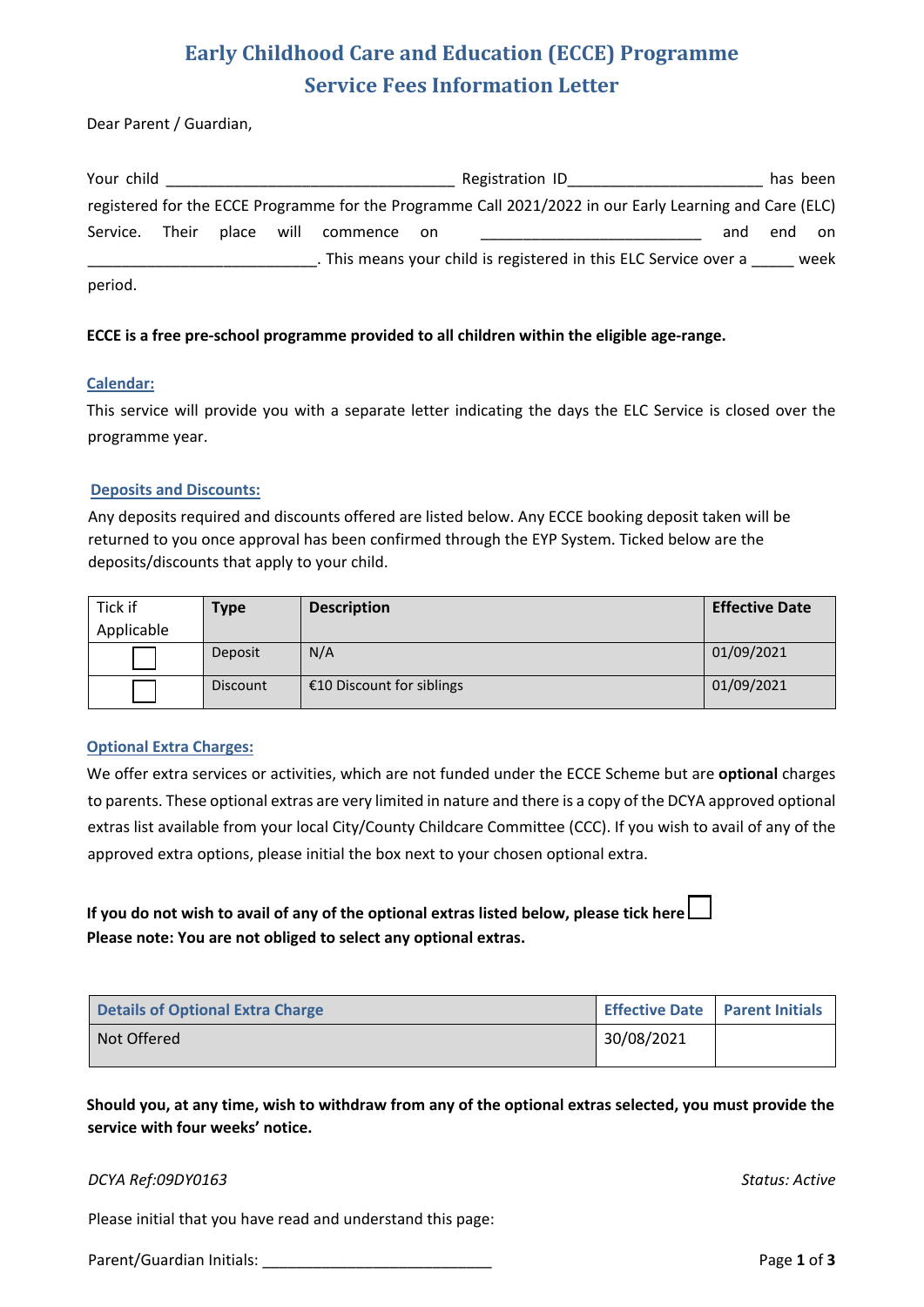# Early Childhood Care and Education (ECCE) Programme
## Service Fees Information Letter

Dear Parent / Guardian,

Your child __________________________________ Registration ID_______________________ has been registered for the ECCE Programme for the Programme Call 2021/2022 in our Early Learning and Care (ELC) Service. Their place will commence on __________________________ and end on ___________________________. This means your child is registered in this ELC Service over a _____ week period.

**ECCE is a free pre-school programme provided to all children within the eligible age-range.**

### Calendar:

This service will provide you with a separate letter indicating the days the ELC Service is closed over the programme year.

### Deposits and Discounts:

Any deposits required and discounts offered are listed below. Any ECCE booking deposit taken will be returned to you once approval has been confirmed through the EYP System. Ticked below are the deposits/discounts that apply to your child.

| Tick if Applicable | Type | Description | Effective Date |
|---|---|---|---|
| ☐ | Deposit | N/A | 01/09/2021 |
| ☐ | Discount | €10 Discount for siblings | 01/09/2021 |

### Optional Extra Charges:

We offer extra services or activities, which are not funded under the ECCE Scheme but are **optional** charges to parents. These optional extras are very limited in nature and there is a copy of the DCYA approved optional extras list available from your local City/County Childcare Committee (CCC). If you wish to avail of any of the approved extra options, please initial the box next to your chosen optional extra.

**If you do not wish to avail of any of the optional extras listed below, please tick here** ☐
**Please note: You are not obliged to select any optional extras.**

| Details of Optional Extra Charge | Effective Date | Parent Initials |
|---|---|---|
| Not Offered | 30/08/2021 | |

**Should you, at any time, wish to withdraw from any of the optional extras selected, you must provide the service with four weeks' notice.**

*DCYA Ref:09DY0163* *Status: Active*

Please initial that you have read and understand this page:

Parent/Guardian Initials: ___________________________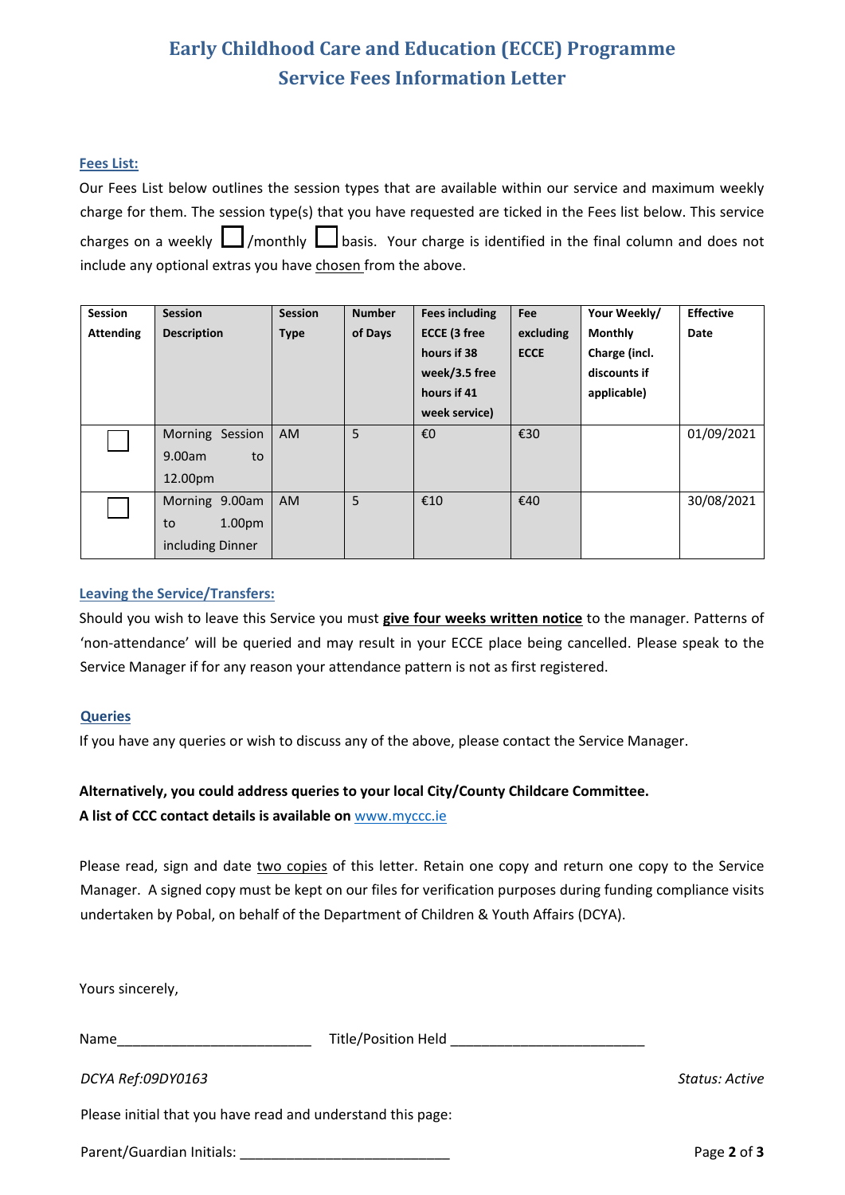# Early Childhood Care and Education (ECCE) Programme
## Service Fees Information Letter

**Fees List:**

Our Fees List below outlines the session types that are available within our service and maximum weekly charge for them. The session type(s) that you have requested are ticked in the Fees list below. This service charges on a weekly ☐ /monthly ☐ basis. Your charge is identified in the final column and does not include any optional extras you have chosen from the above.

| Session Attending | Session Description | Session Type | Number of Days | Fees including ECCE (3 free hours if 38 week/3.5 free hours if 41 week service) | Fee excluding ECCE | Your Weekly/ Monthly Charge (incl. discounts if applicable) | Effective Date |
|---|---|---|---|---|---|---|---|
| ☐ | Morning Session 9.00am to 12.00pm | AM | 5 | €0 | €30 | | 01/09/2021 |
| ☐ | Morning 9.00am to 1.00pm including Dinner | AM | 5 | €10 | €40 | | 30/08/2021 |

**Leaving the Service/Transfers:**

Should you wish to leave this Service you must **give four weeks written notice** to the manager. Patterns of 'non-attendance' will be queried and may result in your ECCE place being cancelled. Please speak to the Service Manager if for any reason your attendance pattern is not as first registered.

**Queries**

If you have any queries or wish to discuss any of the above, please contact the Service Manager.

**Alternatively, you could address queries to your local City/County Childcare Committee.**
**A list of CCC contact details is available on** www.myccc.ie

Please read, sign and date two copies of this letter. Retain one copy and return one copy to the Service Manager. A signed copy must be kept on our files for verification purposes during funding compliance visits undertaken by Pobal, on behalf of the Department of Children & Youth Affairs (DCYA).

Yours sincerely,

Name_________________________ Title/Position Held _________________________

*DCYA Ref:09DY0163* *Status: Active*

Please initial that you have read and understand this page:

Parent/Guardian Initials: ___________________________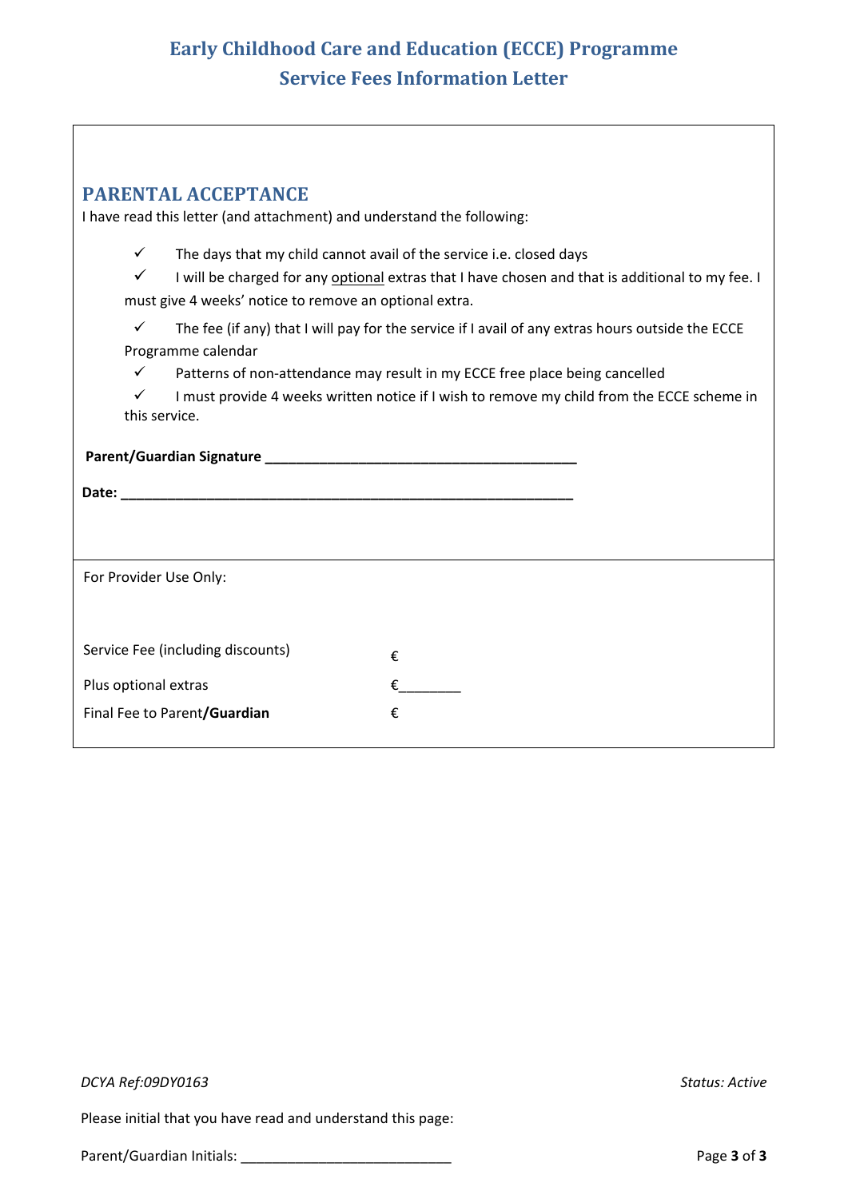# Early Childhood Care and Education (ECCE) Programme
## Service Fees Information Letter

## PARENTAL ACCEPTANCE

I have read this letter (and attachment) and understand the following:

- ✓ The days that my child cannot avail of the service i.e. closed days
- ✓ I will be charged for any optional extras that I have chosen and that is additional to my fee. I must give 4 weeks' notice to remove an optional extra.
- ✓ The fee (if any) that I will pay for the service if I avail of any extras hours outside the ECCE Programme calendar
- ✓ Patterns of non-attendance may result in my ECCE free place being cancelled
- ✓ I must provide 4 weeks written notice if I wish to remove my child from the ECCE scheme in this service.

**Parent/Guardian Signature** ________________________________________

**Date:** __________________________________________________________

For Provider Use Only:

| | |
|---|---|
| Service Fee (including discounts) | € |
| Plus optional extras | €________ |
| Final Fee to Parent/**Guardian** | € |

*DCYA Ref:09DY0163* *Status: Active*

Please initial that you have read and understand this page:

Parent/Guardian Initials: ___________________________